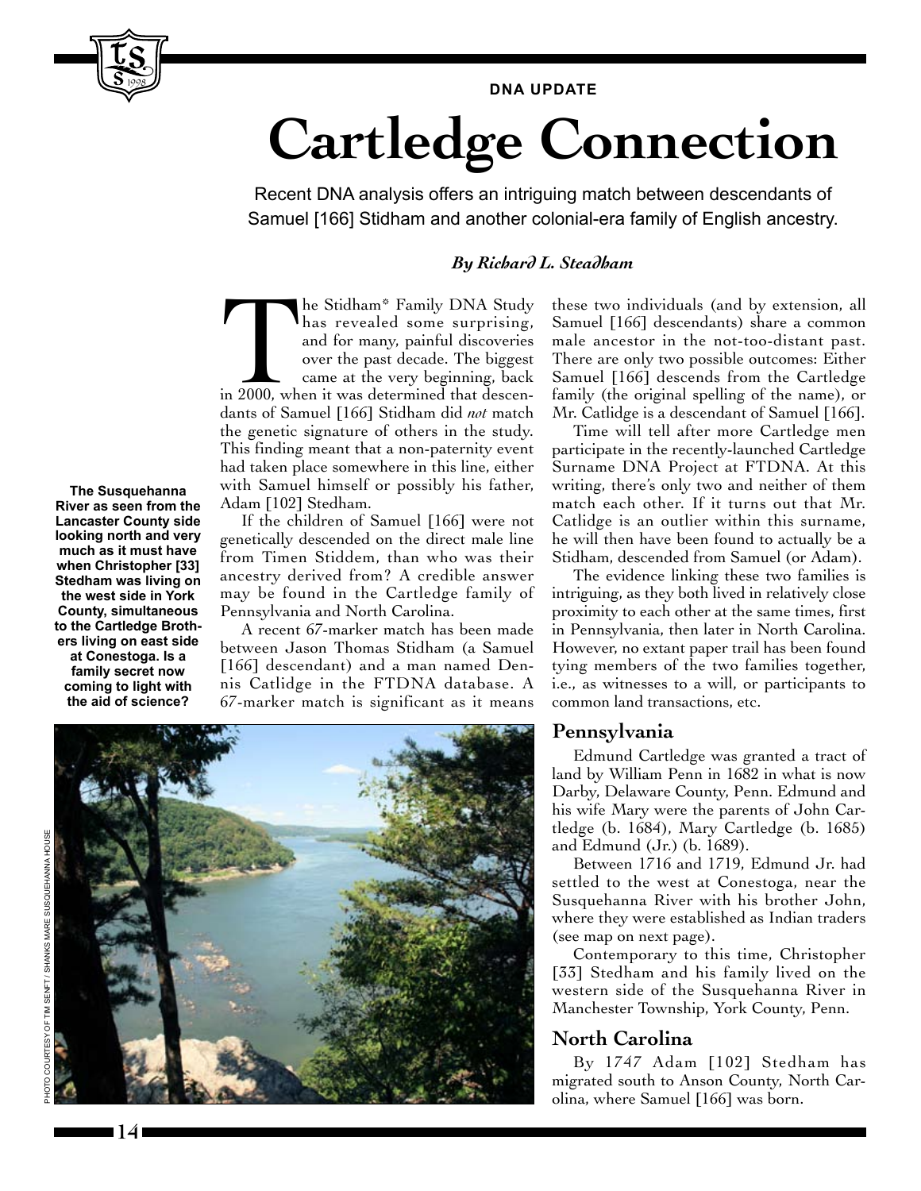DNA UPDATE

# Cartledge Connection

Recent DNA analysis offers an intriguing match between descendants of Samuel [166] Stidham and another colonial-era family of English ancestry.

*By Richard L. Steadham*

The Stidham* Family DNA Study has revealed some surprising, and for many, painful discoveries over the past decade. The biggest came at the very beginning, back in 2000, when it was determined that descendants of Samuel [166] Stidham did *not* match the genetic signature of others in the study. This finding meant that a non-paternity event had taken place somewhere in this line, either with Samuel himself or possibly his father, Adam [102] Stedham.

If the children of Samuel [166] were not genetically descended on the direct male line from Timen Stiddem, than who was their ancestry derived from? A credible answer may be found in the Cartledge family of Pennsylvania and North Carolina.

A recent 67-marker match has been made between Jason Thomas Stidham (a Samuel [166] descendant) and a man named Dennis Catlidge in the FTDNA database. A 67-marker match is significant as it means these two individuals (and by extension, all Samuel [166] descendants) share a common male ancestor in the not-too-distant past. There are only two possible outcomes: Either Samuel [166] descends from the Cartledge family (the original spelling of the name), or Mr. Catlidge is a descendant of Samuel [166].

Time will tell after more Cartledge men participate in the recently-launched Cartledge Surname DNA Project at FTDNA. At this writing, there's only two and neither of them match each other. If it turns out that Mr. Catlidge is an outlier within this surname, he will then have been found to actually be a Stidham, descended from Samuel (or Adam).

The evidence linking these two families is intriguing, as they both lived in relatively close proximity to each other at the same times, first in Pennsylvania, then later in North Carolina. However, no extant paper trail has been found tying members of the two families together, i.e., as witnesses to a will, or participants to common land transactions, etc.

**The Susquehanna River as seen from the Lancaster County side looking north and very much as it must have when Christopher [33] Stedham was living on the west side in York County, simultaneous to the Cartledge Brothers living on east side at Conestoga. Is a family secret now coming to light with the aid of science?**

PHOTO COURTESY OF TIM SENFT / SHANKS MARE SUSQUEHANNA HOUSE

## Pennsylvania

Edmund Cartledge was granted a tract of land by William Penn in 1682 in what is now Darby, Delaware County, Penn. Edmund and his wife Mary were the parents of John Cartledge (b. 1684), Mary Cartledge (b. 1685) and Edmund (Jr.) (b. 1689).

Between 1716 and 1719, Edmund Jr. had settled to the west at Conestoga, near the Susquehanna River with his brother John, where they were established as Indian traders (see map on next page).

Contemporary to this time, Christopher [33] Stedham and his family lived on the western side of the Susquehanna River in Manchester Township, York County, Penn.

## North Carolina

By 1747 Adam [102] Stedham has migrated south to Anson County, North Carolina, where Samuel [166] was born.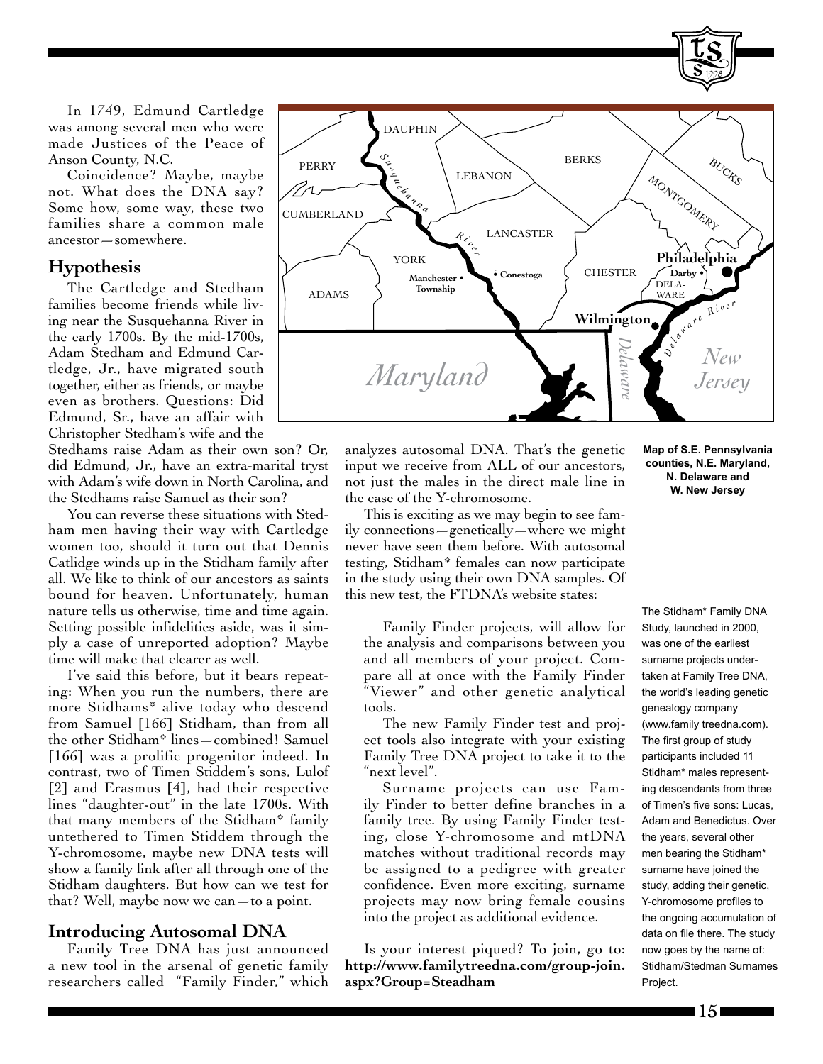In 1749, Edmund Cartledge was among several men who were made Justices of the Peace of Anson County, N.C.

Coincidence? Maybe, maybe not. What does the DNA say? Some how, some way, these two families share a common male ancestor—somewhere.

## Hypothesis

The Cartledge and Stedham families become friends while living near the Susquehanna River in the early 1700s. By the mid-1700s, Adam Stedham and Edmund Cartledge, Jr., have migrated south together, either as friends, or maybe even as brothers. Questions: Did Edmund, Sr., have an affair with Christopher Stedham's wife and the Stedhams raise Adam as their own son? Or, did Edmund, Jr., have an extra-marital tryst with Adam's wife down in North Carolina, and the Stedhams raise Samuel as their son?

You can reverse these situations with Stedham men having their way with Cartledge women too, should it turn out that Dennis Catlidge winds up in the Stidham family after all. We like to think of our ancestors as saints bound for heaven. Unfortunately, human nature tells us otherwise, time and time again. Setting possible infidelities aside, was it simply a case of unreported adoption? Maybe time will make that clearer as well.

I've said this before, but it bears repeating: When you run the numbers, there are more Stidhams* alive today who descend from Samuel [166] Stidham, than from all the other Stidham* lines—combined! Samuel [166] was a prolific progenitor indeed. In contrast, two of Timen Stiddem's sons, Lulof [2] and Erasmus [4], had their respective lines "daughter-out" in the late 1700s. With that many members of the Stidham* family untethered to Timen Stiddem through the Y-chromosome, maybe new DNA tests will show a family link after all through one of the Stidham daughters. But how can we test for that? Well, maybe now we can—to a point.

## Introducing Autosomal DNA

Family Tree DNA has just announced a new tool in the arsenal of genetic family researchers called "Family Finder," which analyzes autosomal DNA. That's the genetic input we receive from ALL of our ancestors, not just the males in the direct male line in the case of the Y-chromosome.

This is exciting as we may begin to see family connections—genetically—where we might never have seen them before. With autosomal testing, Stidham* females can now participate in the study using their own DNA samples. Of this new test, the FTDNA's website states:

> Family Finder projects, will allow for the analysis and comparisons between you and all members of your project. Compare all at once with the Family Finder "Viewer" and other genetic analytical tools.
>
> The new Family Finder test and project tools also integrate with your existing Family Tree DNA project to take it to the "next level".
>
> Surname projects can use Family Finder to better define branches in a family tree. By using Family Finder testing, close Y-chromosome and mtDNA matches without traditional records may be assigned to a pedigree with greater confidence. Even more exciting, surname projects may now bring female cousins into the project as additional evidence.

Is your interest piqued? To join, go to: **http://www.familytreedna.com/group-join.aspx?Group=Steadham**

DAUPHIN
PERRY
Susquehanna River
LEBANON
BERKS
BUCKS
MONTGOMERY
CUMBERLAND
LANCASTER
YORK
Manchester • Township
• Conestoga
CHESTER
Philadelphia
Darby •
DELAWARE
ADAMS
Wilmington
Delaware River
Maryland
Delaware
New Jersey

**Map of S.E. Pennsylvania counties, N.E. Maryland, N. Delaware and W. New Jersey**

The Stidham* Family DNA Study, launched in 2000, was one of the earliest surname projects undertaken at Family Tree DNA, the world's leading genetic genealogy company (www.family treedna.com). The first group of study participants included 11 Stidham* males representing descendants from three of Timen's five sons: Lucas, Adam and Benedictus. Over the years, several other men bearing the Stidham* surname have joined the study, adding their genetic, Y-chromosome profiles to the ongoing accumulation of data on file there. The study now goes by the name of: Stidham/Stedman Surnames Project.